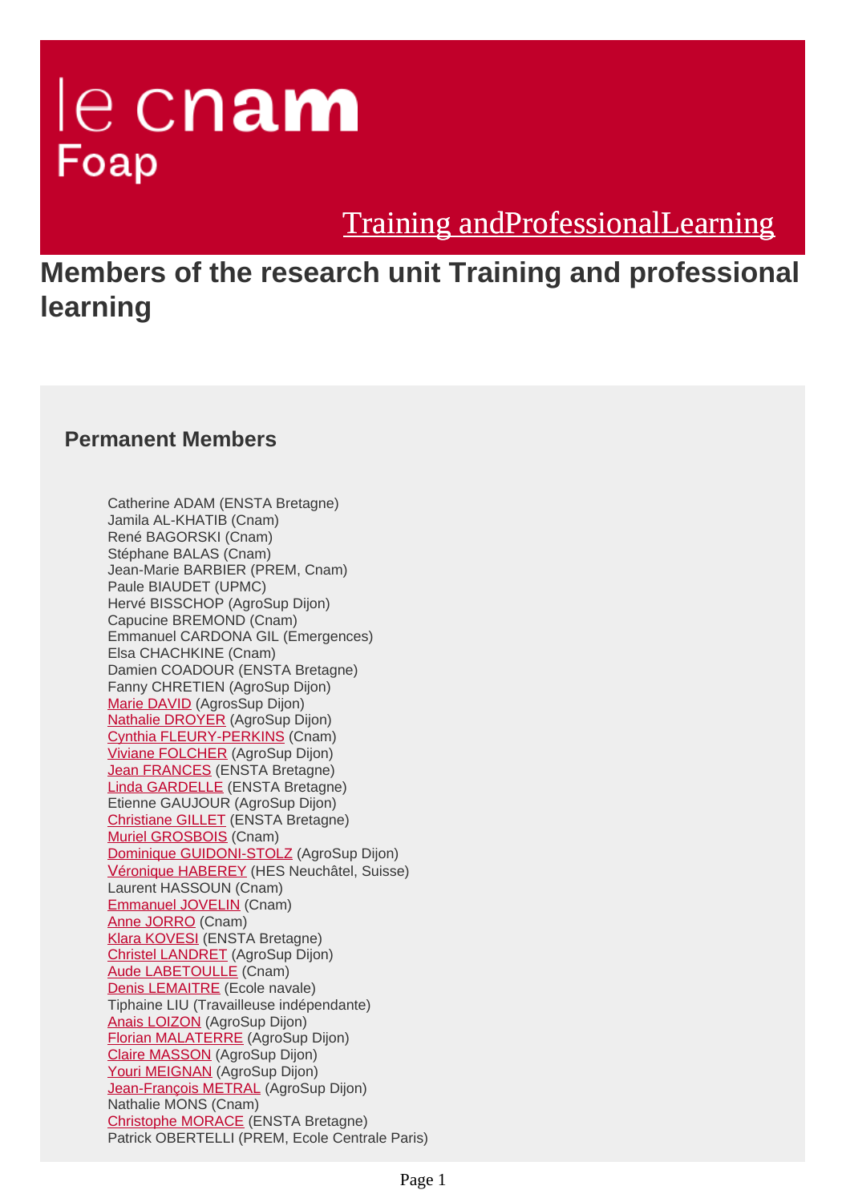le cnam
Foap

Training andProfessionalLearning

# Members of the research unit Training and professional learning

## Permanent Members

Catherine ADAM (ENSTA Bretagne)
Jamila AL-KHATIB (Cnam)
René BAGORSKI (Cnam)
Stéphane BALAS (Cnam)
Jean-Marie BARBIER (PREM, Cnam)
Paule BIAUDET (UPMC)
Hervé BISSCHOP (AgroSup Dijon)
Capucine BREMOND (Cnam)
Emmanuel CARDONA GIL (Emergences)
Elsa CHACHKINE (Cnam)
Damien COADOUR (ENSTA Bretagne)
Fanny CHRETIEN (AgroSup Dijon)
Marie DAVID (AgrosSup Dijon)
Nathalie DROYER (AgroSup Dijon)
Cynthia FLEURY-PERKINS (Cnam)
Viviane FOLCHER (AgroSup Dijon)
Jean FRANCES (ENSTA Bretagne)
Linda GARDELLE (ENSTA Bretagne)
Etienne GAUJOUR (AgroSup Dijon)
Christiane GILLET (ENSTA Bretagne)
Muriel GROSBOIS (Cnam)
Dominique GUIDONI-STOLZ (AgroSup Dijon)
Véronique HABEREY (HES Neuchâtel, Suisse)
Laurent HASSOUN (Cnam)
Emmanuel JOVELIN (Cnam)
Anne JORRO (Cnam)
Klara KOVESI (ENSTA Bretagne)
Christel LANDRET (AgroSup Dijon)
Aude LABETOULLE (Cnam)
Denis LEMAITRE (Ecole navale)
Tiphaine LIU (Travailleuse indépendante)
Anais LOIZON (AgroSup Dijon)
Florian MALATERRE (AgroSup Dijon)
Claire MASSON (AgroSup Dijon)
Youri MEIGNAN (AgroSup Dijon)
Jean-François METRAL (AgroSup Dijon)
Nathalie MONS (Cnam)
Christophe MORACE (ENSTA Bretagne)
Patrick OBERTELLI (PREM, Ecole Centrale Paris)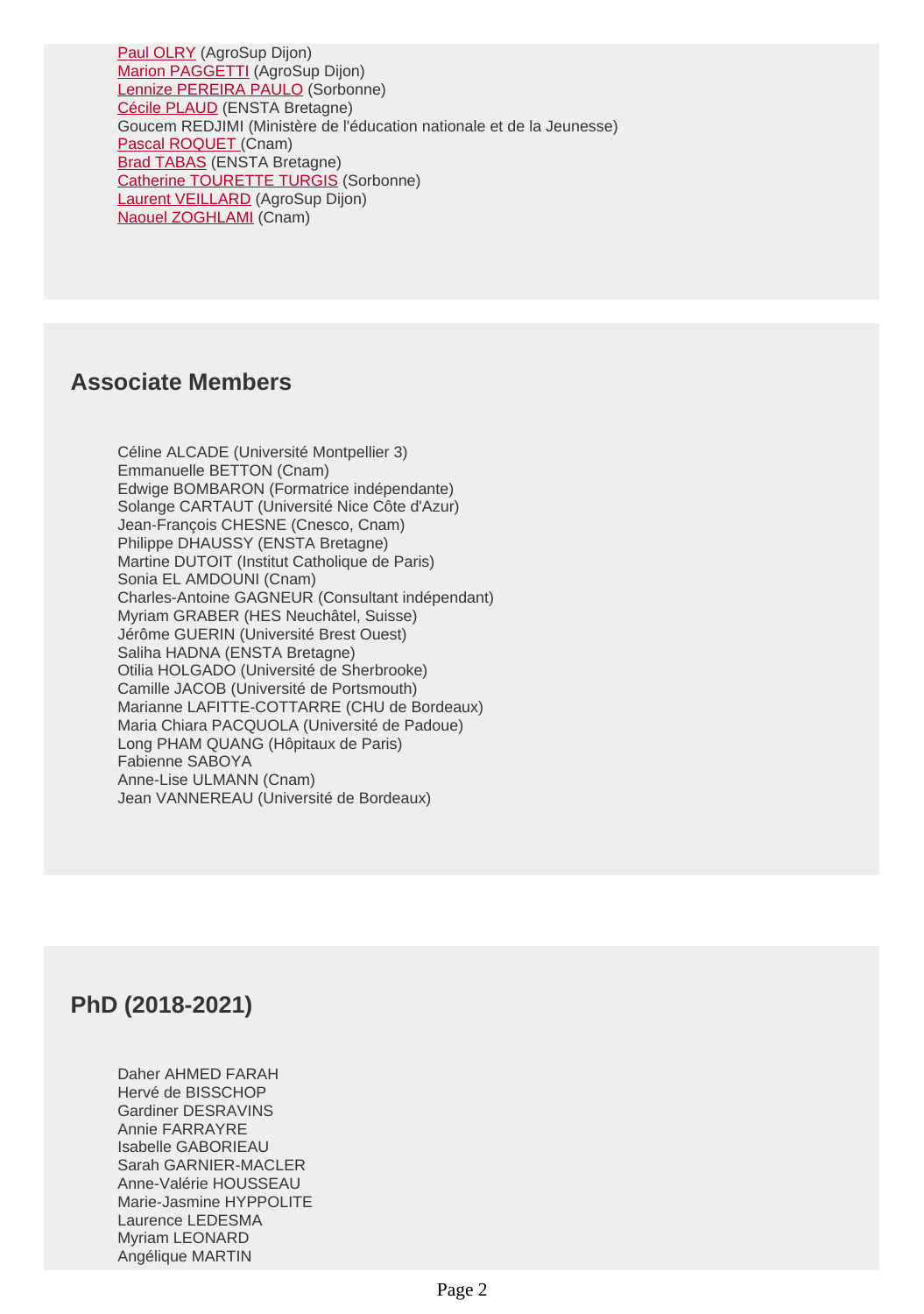Paul OLRY (AgroSup Dijon)
Marion PAGGETTI (AgroSup Dijon)
Lennize PEREIRA PAULO (Sorbonne)
Cécile PLAUD (ENSTA Bretagne)
Goucem REDJIMI (Ministère de l'éducation nationale et de la Jeunesse)
Pascal ROQUET (Cnam)
Brad TABAS (ENSTA Bretagne)
Catherine TOURETTE TURGIS (Sorbonne)
Laurent VEILLARD (AgroSup Dijon)
Naouel ZOGHLAMI (Cnam)

## Associate Members

Céline ALCADE (Université Montpellier 3)
Emmanuelle BETTON (Cnam)
Edwige BOMBARON (Formatrice indépendante)
Solange CARTAUT (Université Nice Côte d'Azur)
Jean-François CHESNE (Cnesco, Cnam)
Philippe DHAUSSY (ENSTA Bretagne)
Martine DUTOIT (Institut Catholique de Paris)
Sonia EL AMDOUNI (Cnam)
Charles-Antoine GAGNEUR (Consultant indépendant)
Myriam GRABER (HES Neuchâtel, Suisse)
Jérôme GUERIN (Université Brest Ouest)
Saliha HADNA (ENSTA Bretagne)
Otilia HOLGADO (Université de Sherbrooke)
Camille JACOB (Université de Portsmouth)
Marianne LAFITTE-COTTARRE (CHU de Bordeaux)
Maria Chiara PACQUOLA (Université de Padoue)
Long PHAM QUANG (Hôpitaux de Paris)
Fabienne SABOYA
Anne-Lise ULMANN (Cnam)
Jean VANNEREAU (Université de Bordeaux)

## PhD (2018-2021)

Daher AHMED FARAH
Hervé de BISSCHOP
Gardiner DESRAVINS
Annie FARRAYRE
Isabelle GABORIEAU
Sarah GARNIER-MACLER
Anne-Valérie HOUSSEAU
Marie-Jasmine HYPPOLITE
Laurence LEDESMA
Myriam LEONARD
Angélique MARTIN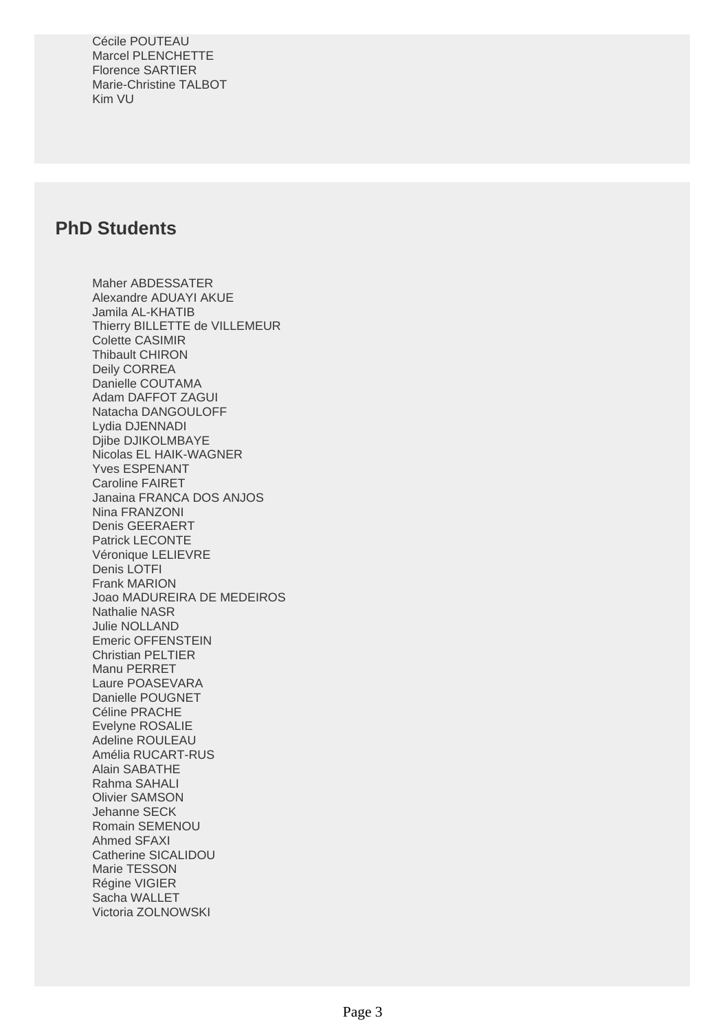Cécile POUTEAU
Marcel PLENCHETTE
Florence SARTIER
Marie-Christine TALBOT
Kim VU

## PhD Students

Maher ABDESSATER
Alexandre ADUAYI AKUE
Jamila AL-KHATIB
Thierry BILLETTE de VILLEMEUR
Colette CASIMIR
Thibault CHIRON
Deily CORREA
Danielle COUTAMA
Adam DAFFOT ZAGUI
Natacha DANGOULOFF
Lydia DJENNADI
Djibe DJIKOLMBAYE
Nicolas EL HAIK-WAGNER
Yves ESPENANT
Caroline FAIRET
Janaina FRANCA DOS ANJOS
Nina FRANZONI
Denis GEERAERT
Patrick LECONTE
Véronique LELIEVRE
Denis LOTFI
Frank MARION
Joao MADUREIRA DE MEDEIROS
Nathalie NASR
Julie NOLLAND
Emeric OFFENSTEIN
Christian PELTIER
Manu PERRET
Laure POASEVARA
Danielle POUGNET
Céline PRACHE
Evelyne ROSALIE
Adeline ROULEAU
Amélia RUCART-RUS
Alain SABATHE
Rahma SAHALI
Olivier SAMSON
Jehanne SECK
Romain SEMENOU
Ahmed SFAXI
Catherine SICALIDOU
Marie TESSON
Régine VIGIER
Sacha WALLET
Victoria ZOLNOWSKI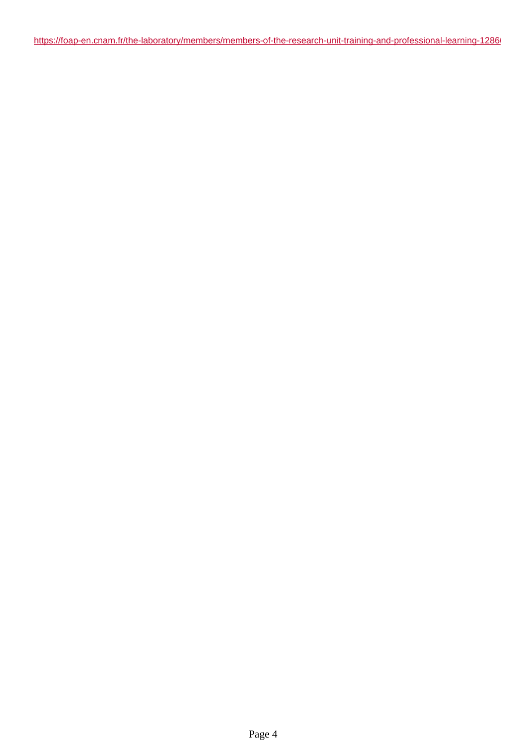https://foap-en.cnam.fr/the-laboratory/members/members-of-the-research-unit-training-and-professional-learning-1286